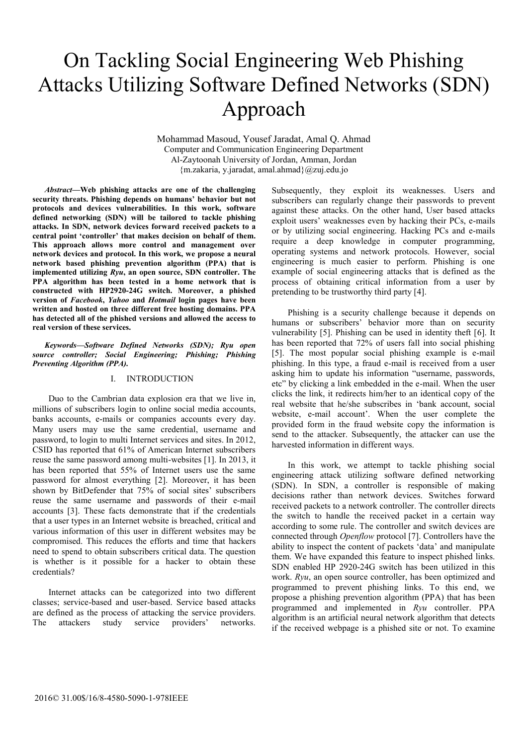# On Tackling Social Engineering Web Phishing Attacks Utilizing Software Defined Networks (SDN) Approach

Mohammad Masoud, Yousef Jaradat, Amal Q. Ahmad
Computer and Communication Engineering Department
Al-Zaytoonah University of Jordan, Amman, Jordan
{m.zakaria, y.jaradat, amal.ahmad}@zuj.edu.jo

***Abstract*—Web phishing attacks are one of the challenging security threats. Phishing depends on humans' behavior but not protocols and devices vulnerabilities. In this work, software defined networking (SDN) will be tailored to tackle phishing attacks. In SDN, network devices forward received packets to a central point 'controller' that makes decision on behalf of them. This approach allows more control and management over network devices and protocol. In this work, we propose a neural network based phishing prevention algorithm (PPA) that is implemented utilizing *Ryu*, an open source, SDN controller. The PPA algorithm has been tested in a home network that is constructed with HP2920-24G switch. Moreover, a phished version of *Facebook*, *Yahoo* and *Hotmail* login pages have been written and hosted on three different free hosting domains. PPA has detected all of the phished versions and allowed the access to real version of these services.**

***Keywords—Software Defined Networks (SDN); Ryu open source controller; Social Engineering; Phishing; Phishing Preventing Algorithm (PPA).***

## I. INTRODUCTION

Duo to the Cambrian data explosion era that we live in, millions of subscribers login to online social media accounts, banks accounts, e-mails or companies accounts every day. Many users may use the same credential, username and password, to login to multi Internet services and sites. In 2012, CSID has reported that 61% of American Internet subscribers reuse the same password among multi-websites [1]. In 2013, it has been reported that 55% of Internet users use the same password for almost everything [2]. Moreover, it has been shown by BitDefender that 75% of social sites' subscribers reuse the same username and passwords of their e-mail accounts [3]. These facts demonstrate that if the credentials that a user types in an Internet website is breached, critical and various information of this user in different websites may be compromised. This reduces the efforts and time that hackers need to spend to obtain subscribers critical data. The question is whether is it possible for a hacker to obtain these credentials?

Internet attacks can be categorized into two different classes; service-based and user-based. Service based attacks are defined as the process of attacking the service providers. The attackers study service providers' networks. Subsequently, they exploit its weaknesses. Users and subscribers can regularly change their passwords to prevent against these attacks. On the other hand, User based attacks exploit users' weaknesses even by hacking their PCs, e-mails or by utilizing social engineering. Hacking PCs and e-mails require a deep knowledge in computer programming, operating systems and network protocols. However, social engineering is much easier to perform. Phishing is one example of social engineering attacks that is defined as the process of obtaining critical information from a user by pretending to be trustworthy third party [4].

Phishing is a security challenge because it depends on humans or subscribers' behavior more than on security vulnerability [5]. Phishing can be used in identity theft [6]. It has been reported that 72% of users fall into social phishing [5]. The most popular social phishing example is e-mail phishing. In this type, a fraud e-mail is received from a user asking him to update his information "username, passwords, etc" by clicking a link embedded in the e-mail. When the user clicks the link, it redirects him/her to an identical copy of the real website that he/she subscribes in 'bank account, social website, e-mail account'. When the user complete the provided form in the fraud website copy the information is send to the attacker. Subsequently, the attacker can use the harvested information in different ways.

In this work, we attempt to tackle phishing social engineering attack utilizing software defined networking (SDN). In SDN, a controller is responsible of making decisions rather than network devices. Switches forward received packets to a network controller. The controller directs the switch to handle the received packet in a certain way according to some rule. The controller and switch devices are connected through *Openflow* protocol [7]. Controllers have the ability to inspect the content of packets 'data' and manipulate them. We have expanded this feature to inspect phished links. SDN enabled HP 2920-24G switch has been utilized in this work. *Ryu*, an open source controller, has been optimized and programmed to prevent phishing links. To this end, we propose a phishing prevention algorithm (PPA) that has been programmed and implemented in *Ryu* controller. PPA algorithm is an artificial neural network algorithm that detects if the received webpage is a phished site or not. To examine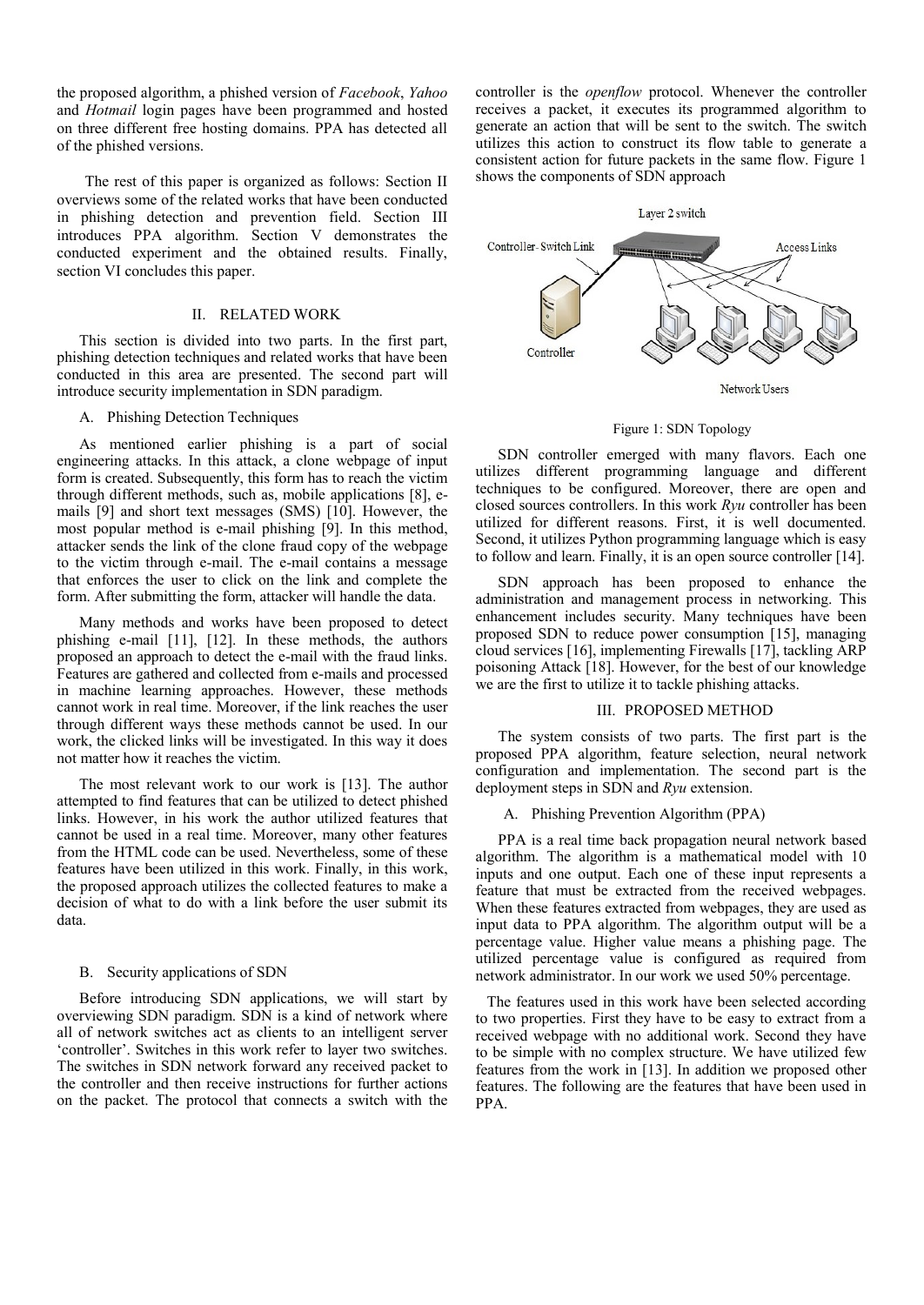the proposed algorithm, a phished version of *Facebook*, *Yahoo* and *Hotmail* login pages have been programmed and hosted on three different free hosting domains. PPA has detected all of the phished versions.

The rest of this paper is organized as follows: Section II overviews some of the related works that have been conducted in phishing detection and prevention field. Section III introduces PPA algorithm. Section V demonstrates the conducted experiment and the obtained results. Finally, section VI concludes this paper.

## II. RELATED WORK

This section is divided into two parts. In the first part, phishing detection techniques and related works that have been conducted in this area are presented. The second part will introduce security implementation in SDN paradigm.

### A. Phishing Detection Techniques

As mentioned earlier phishing is a part of social engineering attacks. In this attack, a clone webpage of input form is created. Subsequently, this form has to reach the victim through different methods, such as, mobile applications [8], e-mails [9] and short text messages (SMS) [10]. However, the most popular method is e-mail phishing [9]. In this method, attacker sends the link of the clone fraud copy of the webpage to the victim through e-mail. The e-mail contains a message that enforces the user to click on the link and complete the form. After submitting the form, attacker will handle the data.

Many methods and works have been proposed to detect phishing e-mail [11], [12]. In these methods, the authors proposed an approach to detect the e-mail with the fraud links. Features are gathered and collected from e-mails and processed in machine learning approaches. However, these methods cannot work in real time. Moreover, if the link reaches the user through different ways these methods cannot be used. In our work, the clicked links will be investigated. In this way it does not matter how it reaches the victim.

The most relevant work to our work is [13]. The author attempted to find features that can be utilized to detect phished links. However, in his work the author utilized features that cannot be used in a real time. Moreover, many other features from the HTML code can be used. Nevertheless, some of these features have been utilized in this work. Finally, in this work, the proposed approach utilizes the collected features to make a decision of what to do with a link before the user submit its data.

### B. Security applications of SDN

Before introducing SDN applications, we will start by overviewing SDN paradigm. SDN is a kind of network where all of network switches act as clients to an intelligent server 'controller'. Switches in this work refer to layer two switches. The switches in SDN network forward any received packet to the controller and then receive instructions for further actions on the packet. The protocol that connects a switch with the controller is the *openflow* protocol. Whenever the controller receives a packet, it executes its programmed algorithm to generate an action that will be sent to the switch. The switch utilizes this action to construct its flow table to generate a consistent action for future packets in the same flow. Figure 1 shows the components of SDN approach

Figure 1: SDN Topology

SDN controller emerged with many flavors. Each one utilizes different programming language and different techniques to be configured. Moreover, there are open and closed sources controllers. In this work *Ryu* controller has been utilized for different reasons. First, it is well documented. Second, it utilizes Python programming language which is easy to follow and learn. Finally, it is an open source controller [14].

SDN approach has been proposed to enhance the administration and management process in networking. This enhancement includes security. Many techniques have been proposed SDN to reduce power consumption [15], managing cloud services [16], implementing Firewalls [17], tackling ARP poisoning Attack [18]. However, for the best of our knowledge we are the first to utilize it to tackle phishing attacks.

## III. PROPOSED METHOD

The system consists of two parts. The first part is the proposed PPA algorithm, feature selection, neural network configuration and implementation. The second part is the deployment steps in SDN and *Ryu* extension.

### A. Phishing Prevention Algorithm (PPA)

PPA is a real time back propagation neural network based algorithm. The algorithm is a mathematical model with 10 inputs and one output. Each one of these input represents a feature that must be extracted from the received webpages. When these features extracted from webpages, they are used as input data to PPA algorithm. The algorithm output will be a percentage value. Higher value means a phishing page. The utilized percentage value is configured as required from network administrator. In our work we used 50% percentage.

The features used in this work have been selected according to two properties. First they have to be easy to extract from a received webpage with no additional work. Second they have to be simple with no complex structure. We have utilized few features from the work in [13]. In addition we proposed other features. The following are the features that have been used in PPA.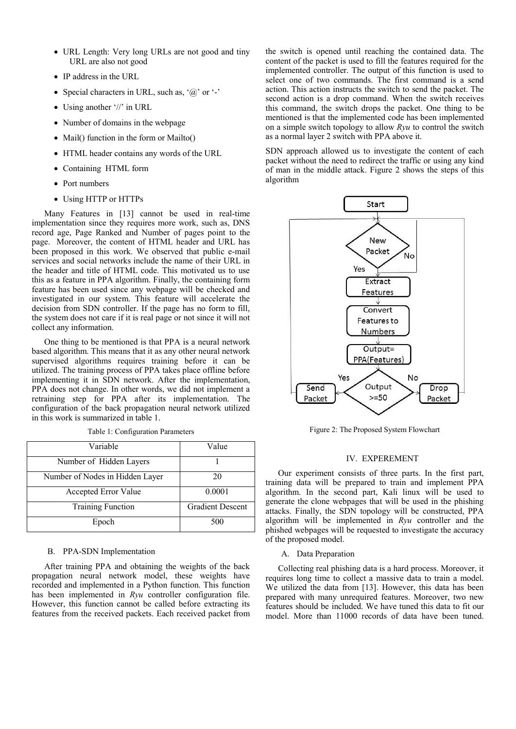- URL Length: Very long URLs are not good and tiny URL are also not good
- IP address in the URL
- Special characters in URL, such as, '@' or '-'
- Using another '//' in URL
- Number of domains in the webpage
- Mail() function in the form or Mailto()
- HTML header contains any words of the URL
- Containing HTML form
- Port numbers
- Using HTTP or HTTPs

Many Features in [13] cannot be used in real-time implementation since they requires more work, such as, DNS record age, Page Ranked and Number of pages point to the page. Moreover, the content of HTML header and URL has been proposed in this work. We observed that public e-mail services and social networks include the name of their URL in the header and title of HTML code. This motivated us to use this as a feature in PPA algorithm. Finally, the containing form feature has been used since any webpage will be checked and investigated in our system. This feature will accelerate the decision from SDN controller. If the page has no form to fill, the system does not care if it is real page or not since it will not collect any information.

One thing to be mentioned is that PPA is a neural network based algorithm. This means that it as any other neural network supervised algorithms requires training before it can be utilized. The training process of PPA takes place offline before implementing it in SDN network. After the implementation, PPA does not change. In other words, we did not implement a retraining step for PPA after its implementation. The configuration of the back propagation neural network utilized in this work is summarized in table 1.

Table 1: Configuration Parameters

| Variable | Value |
|---|---|
| Number of Hidden Layers | 1 |
| Number of Nodes in Hidden Layer | 20 |
| Accepted Error Value | 0.0001 |
| Training Function | Gradient Descent |
| Epoch | 500 |

### B. PPA-SDN Implementation

After training PPA and obtaining the weights of the back propagation neural network model, these weights have recorded and implemented in a Python function. This function has been implemented in *Ryu* controller configuration file. However, this function cannot be called before extracting its features from the received packets. Each received packet from the switch is opened until reaching the contained data. The content of the packet is used to fill the features required for the implemented controller. The output of this function is used to select one of two commands. The first command is a send action. This action instructs the switch to send the packet. The second action is a drop command. When the switch receives this command, the switch drops the packet. One thing to be mentioned is that the implemented code has been implemented on a simple switch topology to allow *Ryu* to control the switch as a normal layer 2 switch with PPA above it.

SDN approach allowed us to investigate the content of each packet without the need to redirect the traffic or using any kind of man in the middle attack. Figure 2 shows the steps of this algorithm

Figure 2: The Proposed System Flowchart

## IV. EXPEREMENT

Our experiment consists of three parts. In the first part, training data will be prepared to train and implement PPA algorithm. In the second part, Kali linux will be used to generate the clone webpages that will be used in the phishing attacks. Finally, the SDN topology will be constructed, PPA algorithm will be implemented in *Ryu* controller and the phished webpages will be requested to investigate the accuracy of the proposed model.

### A. Data Preparation

Collecting real phishing data is a hard process. Moreover, it requires long time to collect a massive data to train a model. We utilized the data from [13]. However, this data has been prepared with many unrequired features. Moreover, two new features should be included. We have tuned this data to fit our model. More than 11000 records of data have been tuned.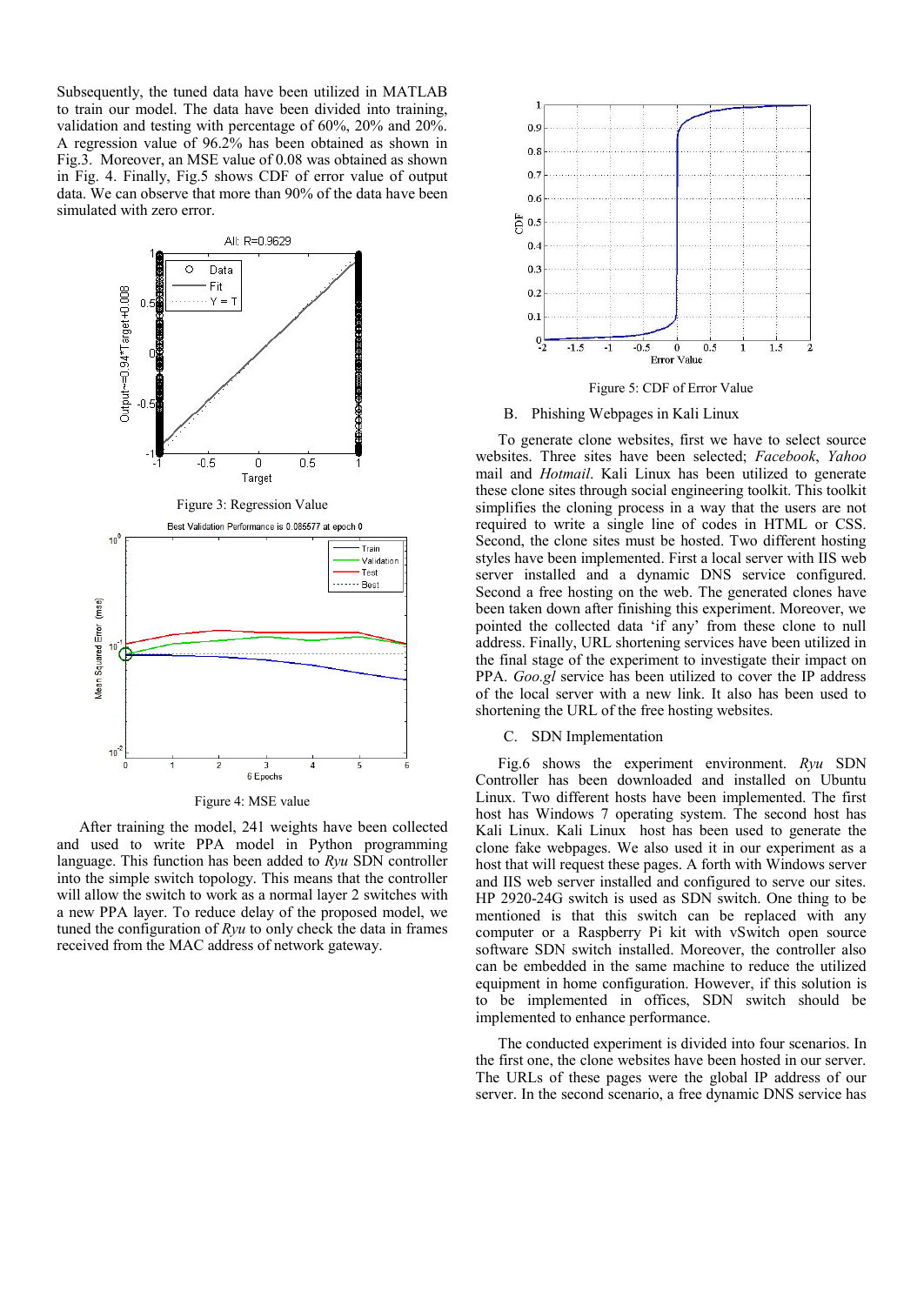Subsequently, the tuned data have been utilized in MATLAB to train our model. The data have been divided into training, validation and testing with percentage of 60%, 20% and 20%. A regression value of 96.2% has been obtained as shown in Fig.3. Moreover, an MSE value of 0.08 was obtained as shown in Fig. 4. Finally, Fig.5 shows CDF of error value of output data. We can observe that more than 90% of the data have been simulated with zero error.

Figure 3: Regression Value

Figure 4: MSE value

After training the model, 241 weights have been collected and used to write PPA model in Python programming language. This function has been added to *Ryu* SDN controller into the simple switch topology. This means that the controller will allow the switch to work as a normal layer 2 switches with a new PPA layer. To reduce delay of the proposed model, we tuned the configuration of *Ryu* to only check the data in frames received from the MAC address of network gateway.

Figure 5: CDF of Error Value

B. Phishing Webpages in Kali Linux

To generate clone websites, first we have to select source websites. Three sites have been selected; *Facebook*, *Yahoo* mail and *Hotmail*. Kali Linux has been utilized to generate these clone sites through social engineering toolkit. This toolkit simplifies the cloning process in a way that the users are not required to write a single line of codes in HTML or CSS. Second, the clone sites must be hosted. Two different hosting styles have been implemented. First a local server with IIS web server installed and a dynamic DNS service configured. Second a free hosting on the web. The generated clones have been taken down after finishing this experiment. Moreover, we pointed the collected data 'if any' from these clone to null address. Finally, URL shortening services have been utilized in the final stage of the experiment to investigate their impact on PPA. *Goo.gl* service has been utilized to cover the IP address of the local server with a new link. It also has been used to shortening the URL of the free hosting websites.

C. SDN Implementation

Fig.6 shows the experiment environment. *Ryu* SDN Controller has been downloaded and installed on Ubuntu Linux. Two different hosts have been implemented. The first host has Windows 7 operating system. The second host has Kali Linux. Kali Linux host has been used to generate the clone fake webpages. We also used it in our experiment as a host that will request these pages. A forth with Windows server and IIS web server installed and configured to serve our sites. HP 2920-24G switch is used as SDN switch. One thing to be mentioned is that this switch can be replaced with any computer or a Raspberry Pi kit with vSwitch open source software SDN switch installed. Moreover, the controller also can be embedded in the same machine to reduce the utilized equipment in home configuration. However, if this solution is to be implemented in offices, SDN switch should be implemented to enhance performance.

The conducted experiment is divided into four scenarios. In the first one, the clone websites have been hosted in our server. The URLs of these pages were the global IP address of our server. In the second scenario, a free dynamic DNS service has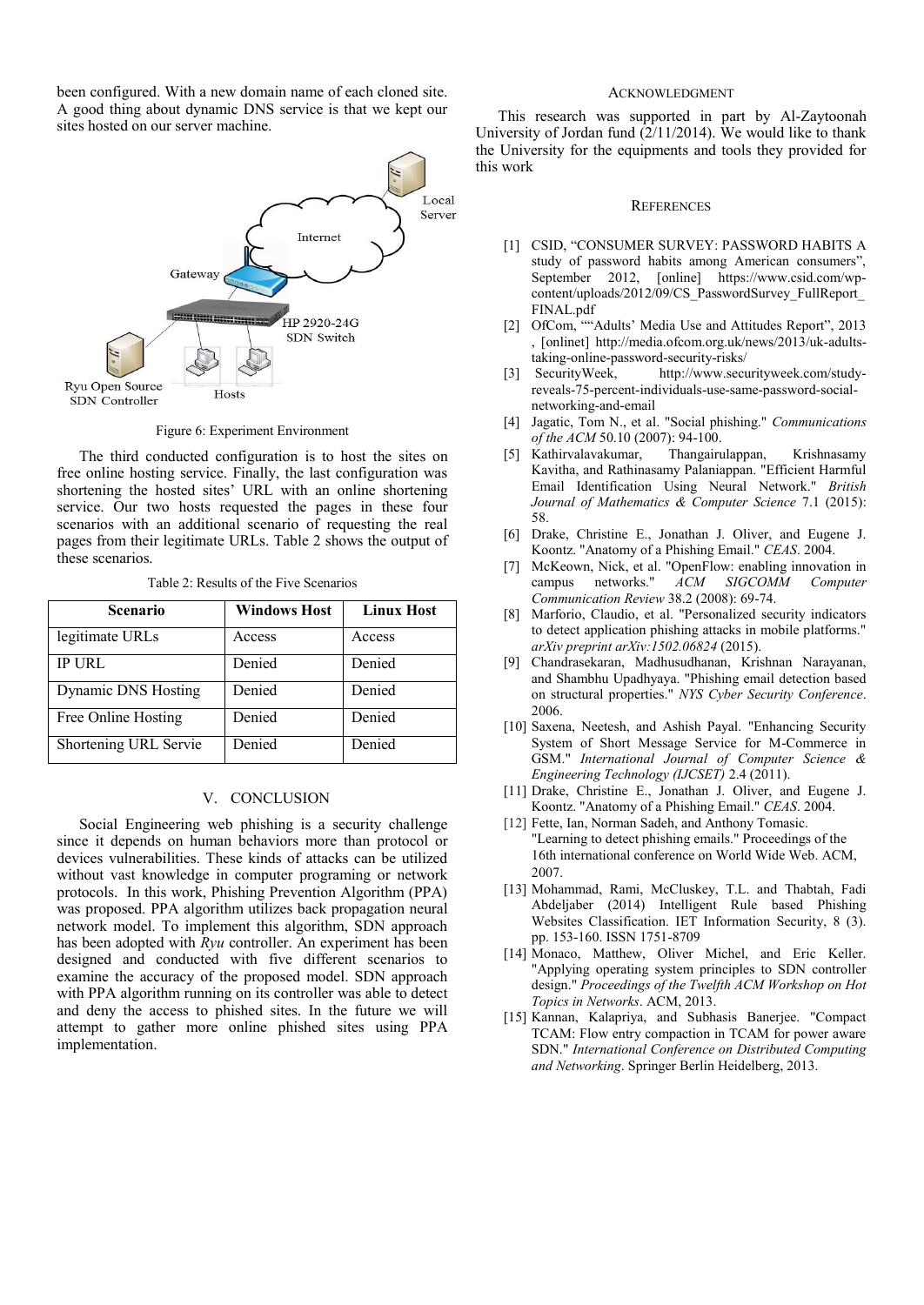been configured. With a new domain name of each cloned site. A good thing about dynamic DNS service is that we kept our sites hosted on our server machine.

Figure 6: Experiment Environment

The third conducted configuration is to host the sites on free online hosting service. Finally, the last configuration was shortening the hosted sites' URL with an online shortening service. Our two hosts requested the pages in these four scenarios with an additional scenario of requesting the real pages from their legitimate URLs. Table 2 shows the output of these scenarios.

Table 2: Results of the Five Scenarios

| Scenario | Windows Host | Linux Host |
| --- | --- | --- |
| legitimate URLs | Access | Access |
| IP URL | Denied | Denied |
| Dynamic DNS Hosting | Denied | Denied |
| Free Online Hosting | Denied | Denied |
| Shortening URL Servie | Denied | Denied |

## V. CONCLUSION

Social Engineering web phishing is a security challenge since it depends on human behaviors more than protocol or devices vulnerabilities. These kinds of attacks can be utilized without vast knowledge in computer programing or network protocols. In this work, Phishing Prevention Algorithm (PPA) was proposed. PPA algorithm utilizes back propagation neural network model. To implement this algorithm, SDN approach has been adopted with *Ryu* controller. An experiment has been designed and conducted with five different scenarios to examine the accuracy of the proposed model. SDN approach with PPA algorithm running on its controller was able to detect and deny the access to phished sites. In the future we will attempt to gather more online phished sites using PPA implementation.

## ACKNOWLEDGMENT

This research was supported in part by Al-Zaytoonah University of Jordan fund (2/11/2014). We would like to thank the University for the equipments and tools they provided for this work

## REFERENCES

[1] CSID, "CONSUMER SURVEY: PASSWORD HABITS A study of password habits among American consumers", September 2012, [online] https://www.csid.com/wp-content/uploads/2012/09/CS_PasswordSurvey_FullReport_FINAL.pdf

[2] OfCom, ""Adults' Media Use and Attitudes Report", 2013 , [onlinet] http://media.ofcom.org.uk/news/2013/uk-adults-taking-online-password-security-risks/

[3] SecurityWeek, http://www.securityweek.com/study-reveals-75-percent-individuals-use-same-password-social-networking-and-email

[4] Jagatic, Tom N., et al. "Social phishing." *Communications of the ACM* 50.10 (2007): 94-100.

[5] Kathirvalavakumar, Thangairulappan, Krishnasamy Kavitha, and Rathinasamy Palaniappan. "Efficient Harmful Email Identification Using Neural Network." *British Journal of Mathematics & Computer Science* 7.1 (2015): 58.

[6] Drake, Christine E., Jonathan J. Oliver, and Eugene J. Koontz. "Anatomy of a Phishing Email." *CEAS*. 2004.

[7] McKeown, Nick, et al. "OpenFlow: enabling innovation in campus networks." *ACM SIGCOMM Computer Communication Review* 38.2 (2008): 69-74.

[8] Marforio, Claudio, et al. "Personalized security indicators to detect application phishing attacks in mobile platforms." *arXiv preprint arXiv:1502.06824* (2015).

[9] Chandrasekaran, Madhusudhanan, Krishnan Narayanan, and Shambhu Upadhyaya. "Phishing email detection based on structural properties." *NYS Cyber Security Conference*. 2006.

[10] Saxena, Neetesh, and Ashish Payal. "Enhancing Security System of Short Message Service for M-Commerce in GSM." *International Journal of Computer Science & Engineering Technology (IJCSET)* 2.4 (2011).

[11] Drake, Christine E., Jonathan J. Oliver, and Eugene J. Koontz. "Anatomy of a Phishing Email." *CEAS*. 2004.

[12] Fette, Ian, Norman Sadeh, and Anthony Tomasic. "Learning to detect phishing emails." Proceedings of the 16th international conference on World Wide Web. ACM, 2007.

[13] Mohammad, Rami, McCluskey, T.L. and Thabtah, Fadi Abdeljaber (2014) Intelligent Rule based Phishing Websites Classification. IET Information Security, 8 (3). pp. 153-160. ISSN 1751-8709

[14] Monaco, Matthew, Oliver Michel, and Eric Keller. "Applying operating system principles to SDN controller design." *Proceedings of the Twelfth ACM Workshop on Hot Topics in Networks*. ACM, 2013.

[15] Kannan, Kalapriya, and Subhasis Banerjee. "Compact TCAM: Flow entry compaction in TCAM for power aware SDN." *International Conference on Distributed Computing and Networking*. Springer Berlin Heidelberg, 2013.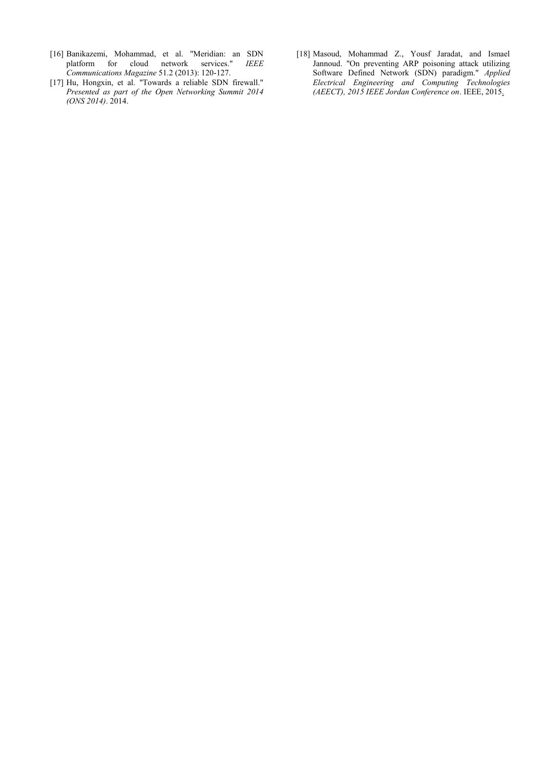[16] Banikazemi, Mohammad, et al. "Meridian: an SDN platform for cloud network services." *IEEE Communications Magazine* 51.2 (2013): 120-127.

[17] Hu, Hongxin, et al. "Towards a reliable SDN firewall." *Presented as part of the Open Networking Summit 2014 (ONS 2014)*. 2014.

[18] Masoud, Mohammad Z., Yousf Jaradat, and Ismael Jannoud. "On preventing ARP poisoning attack utilizing Software Defined Network (SDN) paradigm." *Applied Electrical Engineering and Computing Technologies (AEECT), 2015 IEEE Jordan Conference on*. IEEE, 2015.